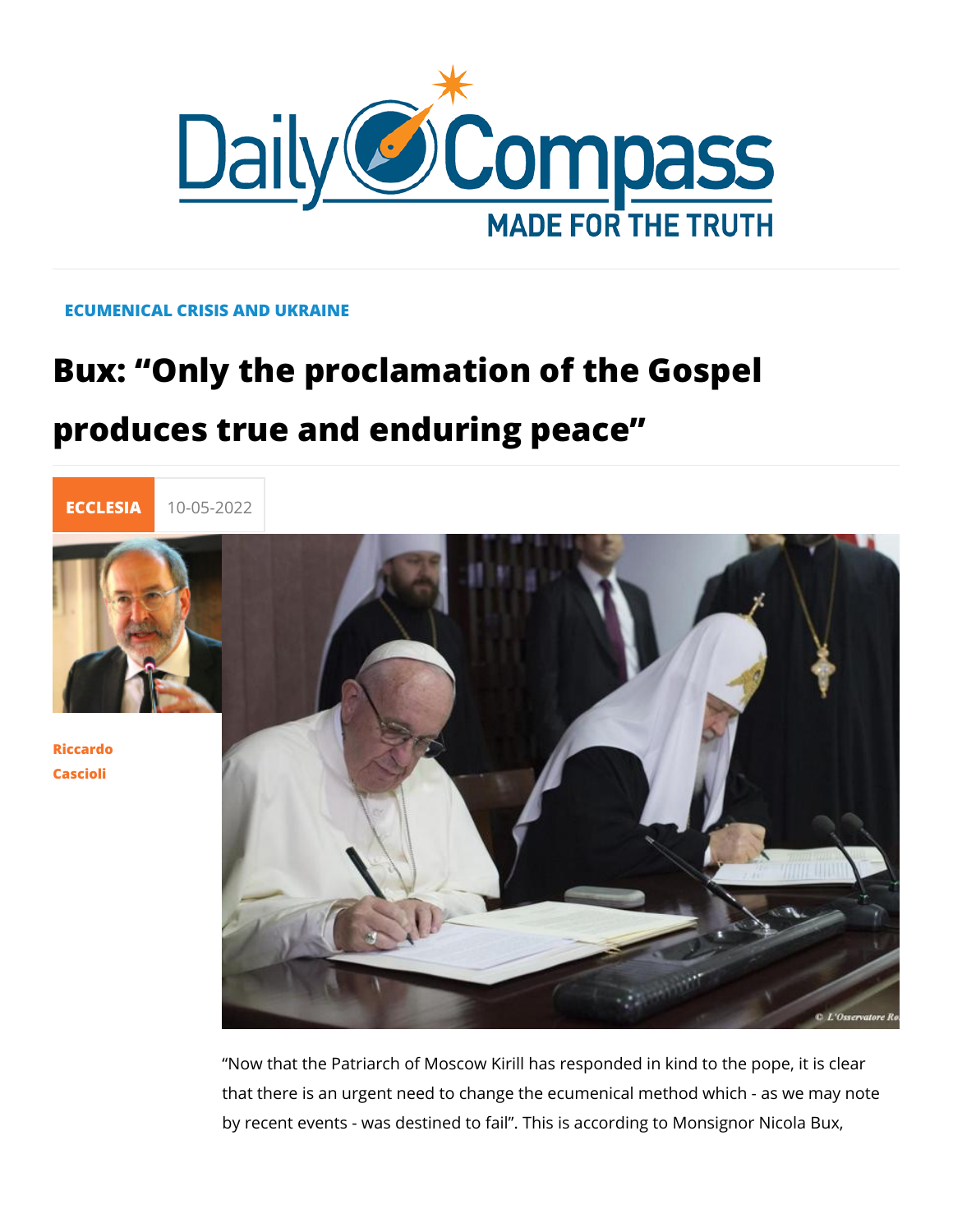ECUMENICAL CRISIS AND UKRAINE

# Bux: “Only the proclamation of the Gospel produces true and enduring peace”

ECCLESIA 10-05-2022

Riccardo Cascioli

“Now that the Patriarch of Moscow Kirill has responded in kind to the pope, it is clear that there is an urgent need to change the ecumenical method which - as we may note by recent events - was destined to fail”. This is according to Monsignor Nicola Bux,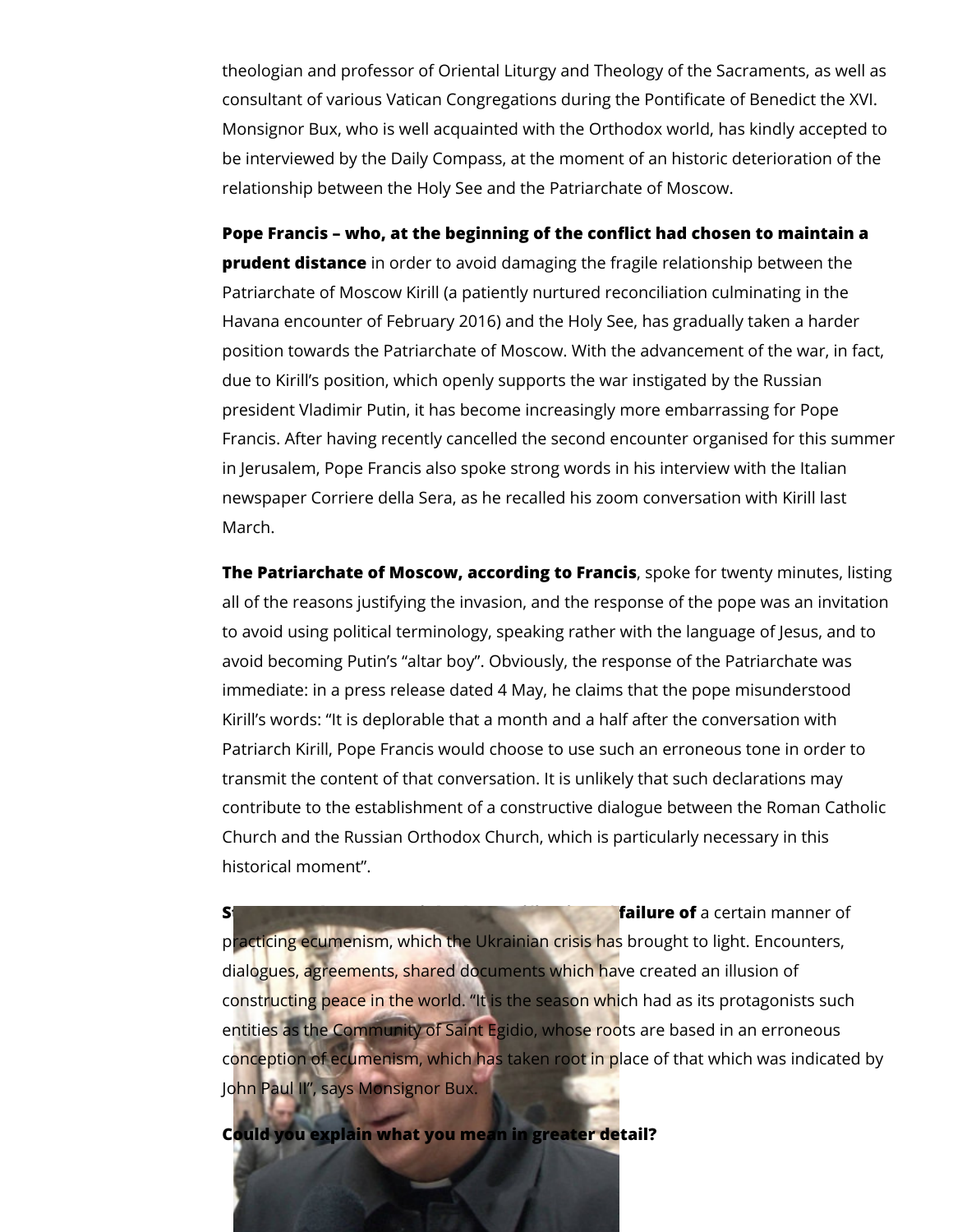theologian and professor of Oriental Liturgy and Theology of the Sacraments, as well as consultant of various Vatican Congregations during the Pontificate of Benedict the XVI. Monsignor Bux, who is well acquainted with the Orthodox world, has kindly accepted to be interviewed by the Daily Compass, at the moment of an historic deterioration of the relationship between the Holy See and the Patriarchate of Moscow.

**Pope Francis – who, at the beginning of the conflict had chosen to maintain a prudent distance** in order to avoid damaging the fragile relationship between the Patriarchate of Moscow Kirill (a patiently nurtured reconciliation culminating in the Havana encounter of February 2016) and the Holy See, has gradually taken a harder position towards the Patriarchate of Moscow. With the advancement of the war, in fact, due to Kirill's position, which openly supports the war instigated by the Russian president Vladimir Putin, it has become increasingly more embarrassing for Pope Francis. After having recently cancelled the second encounter organised for this summer in Jerusalem, Pope Francis also spoke strong words in his interview with the Italian newspaper Corriere della Sera, as he recalled his zoom conversation with Kirill last March.

**The Patriarchate of Moscow, according to Francis**, spoke for twenty minutes, listing all of the reasons justifying the invasion, and the response of the pope was an invitation to avoid using political terminology, speaking rather with the language of Jesus, and to avoid becoming Putin's "altar boy". Obviously, the response of the Patriarchate was immediate: in a press release dated 4 May, he claims that the pope misunderstood Kirill's words: "It is deplorable that a month and a half after the conversation with Patriarch Kirill, Pope Francis would choose to use such an erroneous tone in order to transmit the content of that conversation. It is unlikely that such declarations may contribute to the establishment of a constructive dialogue between the Roman Catholic Church and the Russian Orthodox Church, which is particularly necessary in this historical moment".

**S... failure of** a certain manner of practicing ecumenism, which the Ukrainian crisis has brought to light. Encounters, dialogues, agreements, shared documents which have created an illusion of constructing peace in the world. "It is the season which had as its protagonists such entities as the Community of Saint Egidio, whose roots are based in an erroneous conception of ecumenism, which has taken root in place of that which was indicated by John Paul II", says Monsignor Bux.

**Could you explain what you mean in greater detail?**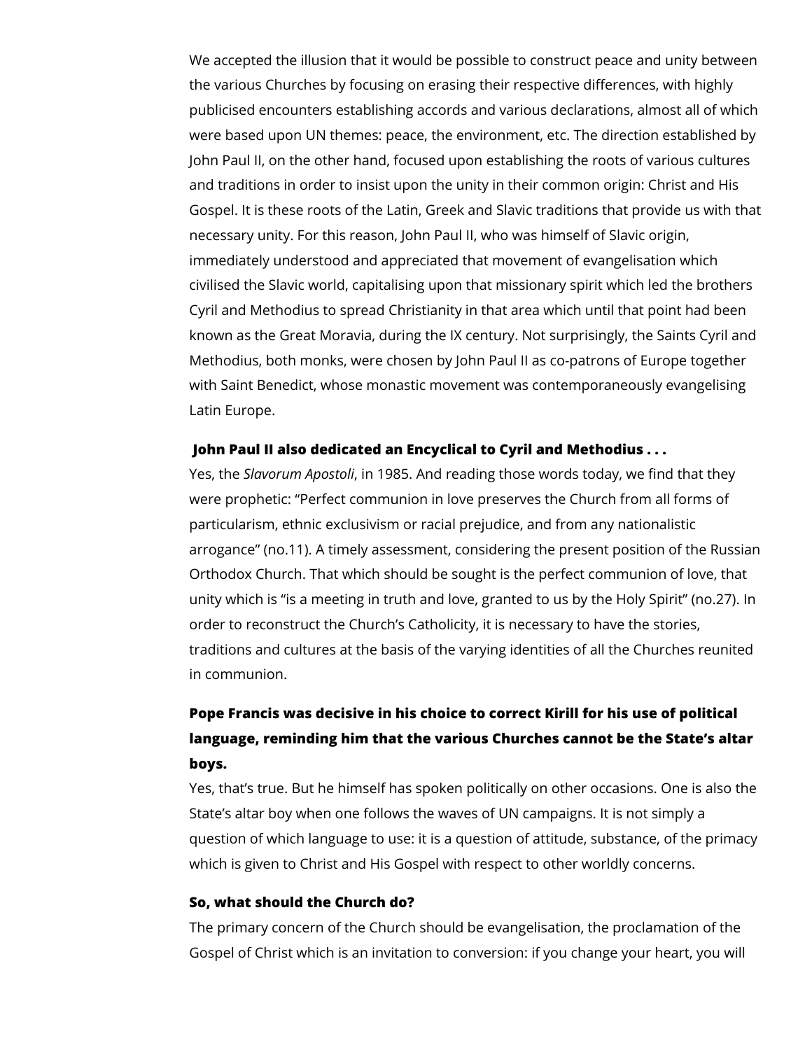We accepted the illusion that it would be possible to construct peace and unity between the various Churches by focusing on erasing their respective differences, with highly publicised encounters establishing accords and various declarations, almost all of which were based upon UN themes: peace, the environment, etc. The direction established by John Paul II, on the other hand, focused upon establishing the roots of various cultures and traditions in order to insist upon the unity in their common origin: Christ and His Gospel. It is these roots of the Latin, Greek and Slavic traditions that provide us with that necessary unity. For this reason, John Paul II, who was himself of Slavic origin, immediately understood and appreciated that movement of evangelisation which civilised the Slavic world, capitalising upon that missionary spirit which led the brothers Cyril and Methodius to spread Christianity in that area which until that point had been known as the Great Moravia, during the IX century. Not surprisingly, the Saints Cyril and Methodius, both monks, were chosen by John Paul II as co-patrons of Europe together with Saint Benedict, whose monastic movement was contemporaneously evangelising Latin Europe.

**John Paul II also dedicated an Encyclical to Cyril and Methodius . . .**

Yes, the *Slavorum Apostoli*, in 1985. And reading those words today, we find that they were prophetic: “Perfect communion in love preserves the Church from all forms of particularism, ethnic exclusivism or racial prejudice, and from any nationalistic arrogance” (no.11). A timely assessment, considering the present position of the Russian Orthodox Church. That which should be sought is the perfect communion of love, that unity which is “is a meeting in truth and love, granted to us by the Holy Spirit” (no.27). In order to reconstruct the Church’s Catholicity, it is necessary to have the stories, traditions and cultures at the basis of the varying identities of all the Churches reunited in communion.

**Pope Francis was decisive in his choice to correct Kirill for his use of political language, reminding him that the various Churches cannot be the State’s altar boys.**

Yes, that’s true. But he himself has spoken politically on other occasions. One is also the State’s altar boy when one follows the waves of UN campaigns. It is not simply a question of which language to use: it is a question of attitude, substance, of the primacy which is given to Christ and His Gospel with respect to other worldly concerns.

**So, what should the Church do?**

The primary concern of the Church should be evangelisation, the proclamation of the Gospel of Christ which is an invitation to conversion: if you change your heart, you will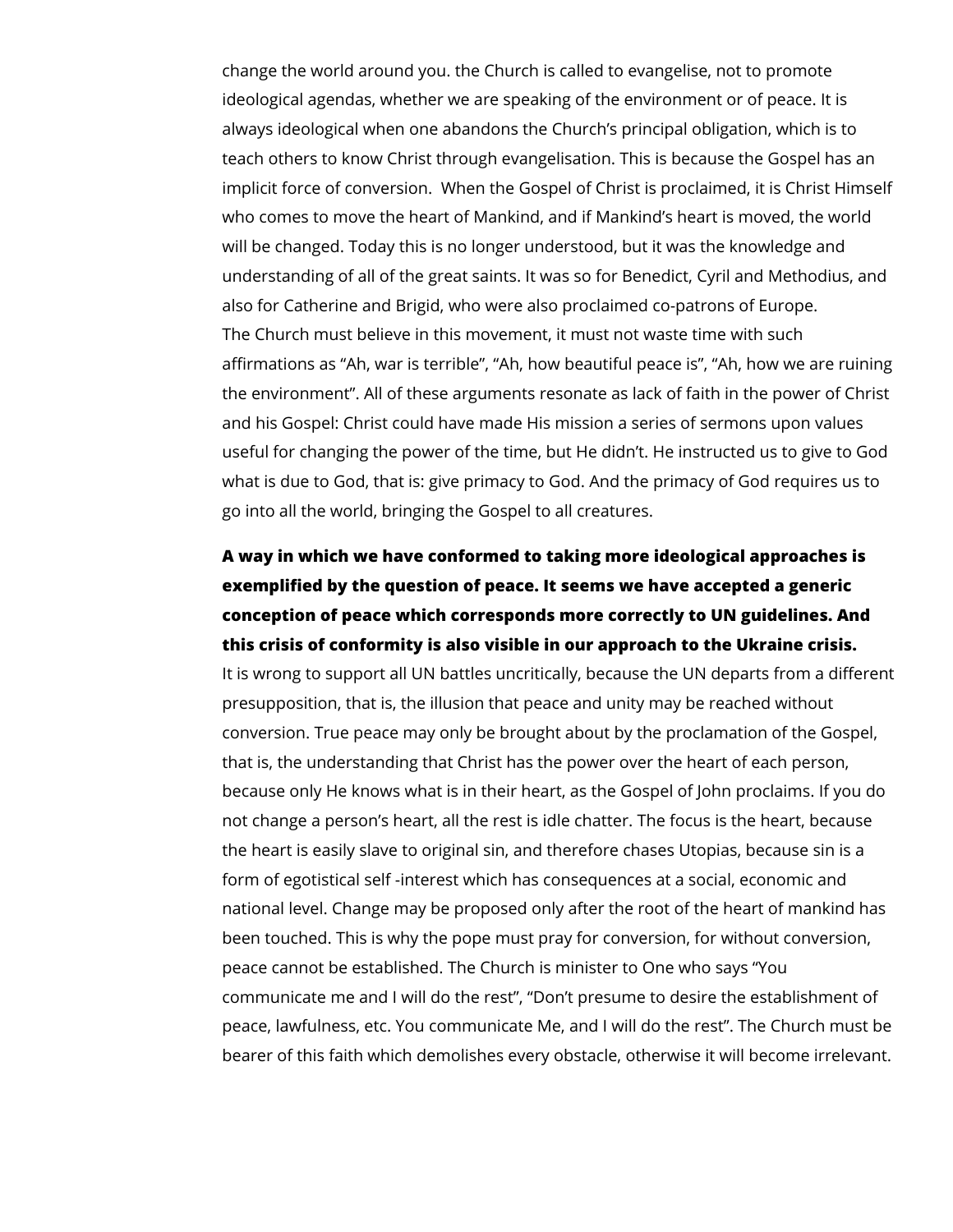change the world around you. the Church is called to evangelise, not to promote ideological agendas, whether we are speaking of the environment or of peace. It is always ideological when one abandons the Church's principal obligation, which is to teach others to know Christ through evangelisation. This is because the Gospel has an implicit force of conversion. When the Gospel of Christ is proclaimed, it is Christ Himself who comes to move the heart of Mankind, and if Mankind's heart is moved, the world will be changed. Today this is no longer understood, but it was the knowledge and understanding of all of the great saints. It was so for Benedict, Cyril and Methodius, and also for Catherine and Brigid, who were also proclaimed co-patrons of Europe.
The Church must believe in this movement, it must not waste time with such affirmations as "Ah, war is terrible", "Ah, how beautiful peace is", "Ah, how we are ruining the environment". All of these arguments resonate as lack of faith in the power of Christ and his Gospel: Christ could have made His mission a series of sermons upon values useful for changing the power of the time, but He didn't. He instructed us to give to God what is due to God, that is: give primacy to God. And the primacy of God requires us to go into all the world, bringing the Gospel to all creatures.

**A way in which we have conformed to taking more ideological approaches is exemplified by the question of peace. It seems we have accepted a generic conception of peace which corresponds more correctly to UN guidelines. And this crisis of conformity is also visible in our approach to the Ukraine crisis.**
It is wrong to support all UN battles uncritically, because the UN departs from a different presupposition, that is, the illusion that peace and unity may be reached without conversion. True peace may only be brought about by the proclamation of the Gospel, that is, the understanding that Christ has the power over the heart of each person, because only He knows what is in their heart, as the Gospel of John proclaims. If you do not change a person's heart, all the rest is idle chatter. The focus is the heart, because the heart is easily slave to original sin, and therefore chases Utopias, because sin is a form of egotistical self -interest which has consequences at a social, economic and national level. Change may be proposed only after the root of the heart of mankind has been touched. This is why the pope must pray for conversion, for without conversion, peace cannot be established. The Church is minister to One who says "You communicate me and I will do the rest", "Don't presume to desire the establishment of peace, lawfulness, etc. You communicate Me, and I will do the rest". The Church must be bearer of this faith which demolishes every obstacle, otherwise it will become irrelevant.